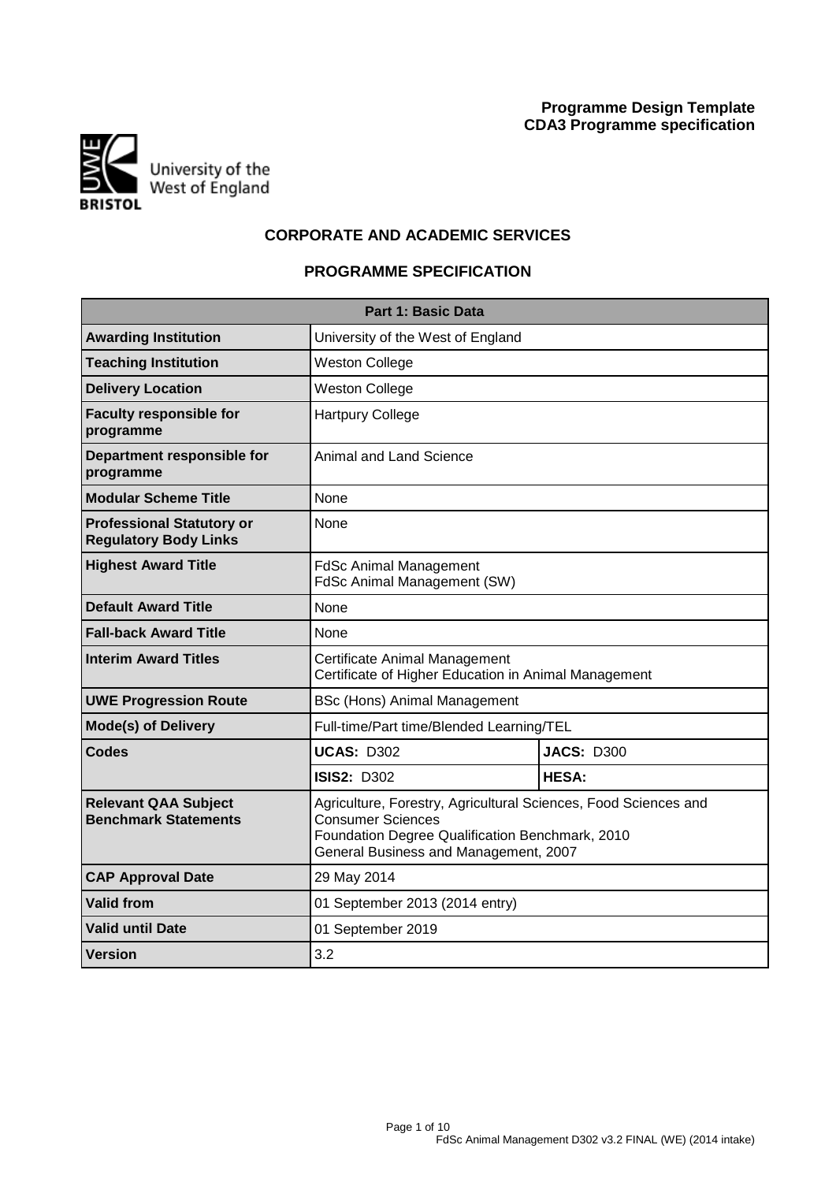**Programme Design Template**
**CDA3 Programme specification**

University of the West of England
BRISTOL

## CORPORATE AND ACADEMIC SERVICES

## PROGRAMME SPECIFICATION

| Part 1: Basic Data | | |
|---|---|---|
| **Awarding Institution** | University of the West of England | |
| **Teaching Institution** | Weston College | |
| **Delivery Location** | Weston College | |
| **Faculty responsible for programme** | Hartpury College | |
| **Department responsible for programme** | Animal and Land Science | |
| **Modular Scheme Title** | None | |
| **Professional Statutory or Regulatory Body Links** | None | |
| **Highest Award Title** | FdSc Animal Management<br>FdSc Animal Management (SW) | |
| **Default Award Title** | None | |
| **Fall-back Award Title** | None | |
| **Interim Award Titles** | Certificate Animal Management<br>Certificate of Higher Education in Animal Management | |
| **UWE Progression Route** | BSc (Hons) Animal Management | |
| **Mode(s) of Delivery** | Full-time/Part time/Blended Learning/TEL | |
| **Codes** | **UCAS:** D302 | **JACS:** D300 |
| | **ISIS2:** D302 | **HESA:** |
| **Relevant QAA Subject Benchmark Statements** | Agriculture, Forestry, Agricultural Sciences, Food Sciences and Consumer Sciences<br>Foundation Degree Qualification Benchmark, 2010<br>General Business and Management, 2007 | |
| **CAP Approval Date** | 29 May 2014 | |
| **Valid from** | 01 September 2013 (2014 entry) | |
| **Valid until Date** | 01 September 2019 | |
| **Version** | 3.2 | |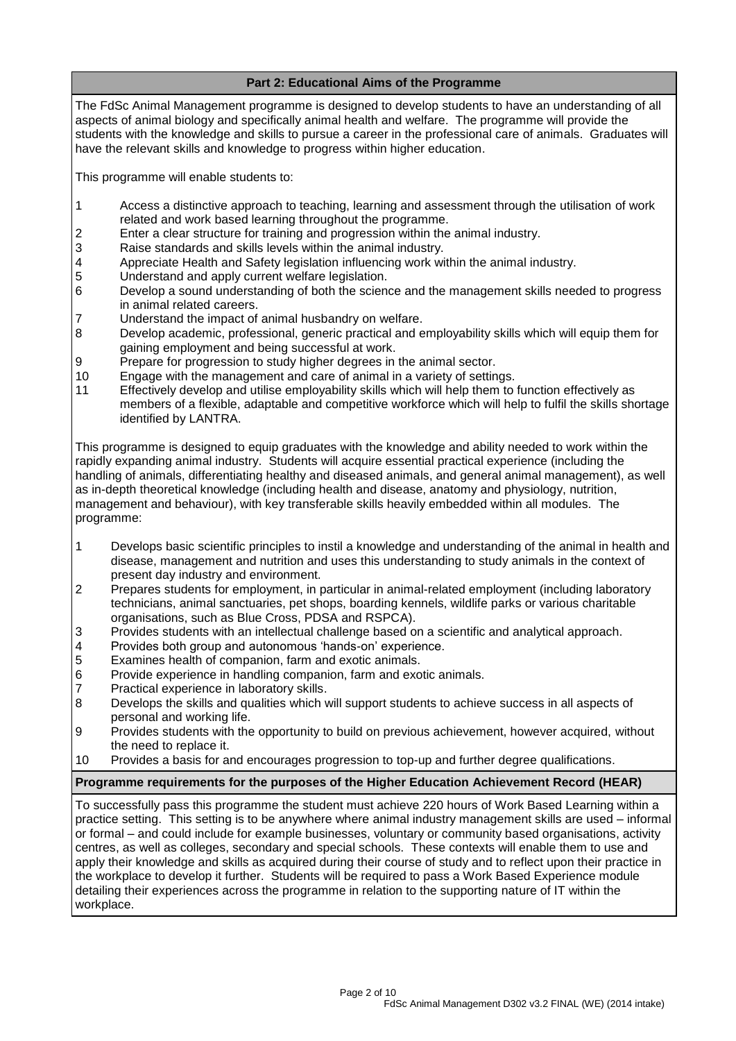## Part 2: Educational Aims of the Programme

The FdSc Animal Management programme is designed to develop students to have an understanding of all aspects of animal biology and specifically animal health and welfare. The programme will provide the students with the knowledge and skills to pursue a career in the professional care of animals. Graduates will have the relevant skills and knowledge to progress within higher education.

This programme will enable students to:

1. Access a distinctive approach to teaching, learning and assessment through the utilisation of work related and work based learning throughout the programme.
2. Enter a clear structure for training and progression within the animal industry.
3. Raise standards and skills levels within the animal industry.
4. Appreciate Health and Safety legislation influencing work within the animal industry.
5. Understand and apply current welfare legislation.
6. Develop a sound understanding of both the science and the management skills needed to progress in animal related careers.
7. Understand the impact of animal husbandry on welfare.
8. Develop academic, professional, generic practical and employability skills which will equip them for gaining employment and being successful at work.
9. Prepare for progression to study higher degrees in the animal sector.
10. Engage with the management and care of animal in a variety of settings.
11. Effectively develop and utilise employability skills which will help them to function effectively as members of a flexible, adaptable and competitive workforce which will help to fulfil the skills shortage identified by LANTRA.

This programme is designed to equip graduates with the knowledge and ability needed to work within the rapidly expanding animal industry. Students will acquire essential practical experience (including the handling of animals, differentiating healthy and diseased animals, and general animal management), as well as in-depth theoretical knowledge (including health and disease, anatomy and physiology, nutrition, management and behaviour), with key transferable skills heavily embedded within all modules. The programme:

1. Develops basic scientific principles to instil a knowledge and understanding of the animal in health and disease, management and nutrition and uses this understanding to study animals in the context of present day industry and environment.
2. Prepares students for employment, in particular in animal-related employment (including laboratory technicians, animal sanctuaries, pet shops, boarding kennels, wildlife parks or various charitable organisations, such as Blue Cross, PDSA and RSPCA).
3. Provides students with an intellectual challenge based on a scientific and analytical approach.
4. Provides both group and autonomous 'hands-on' experience.
5. Examines health of companion, farm and exotic animals.
6. Provide experience in handling companion, farm and exotic animals.
7. Practical experience in laboratory skills.
8. Develops the skills and qualities which will support students to achieve success in all aspects of personal and working life.
9. Provides students with the opportunity to build on previous achievement, however acquired, without the need to replace it.
10. Provides a basis for and encourages progression to top-up and further degree qualifications.

### Programme requirements for the purposes of the Higher Education Achievement Record (HEAR)

To successfully pass this programme the student must achieve 220 hours of Work Based Learning within a practice setting. This setting is to be anywhere where animal industry management skills are used – informal or formal – and could include for example businesses, voluntary or community based organisations, activity centres, as well as colleges, secondary and special schools. These contexts will enable them to use and apply their knowledge and skills as acquired during their course of study and to reflect upon their practice in the workplace to develop it further. Students will be required to pass a Work Based Experience module detailing their experiences across the programme in relation to the supporting nature of IT within the workplace.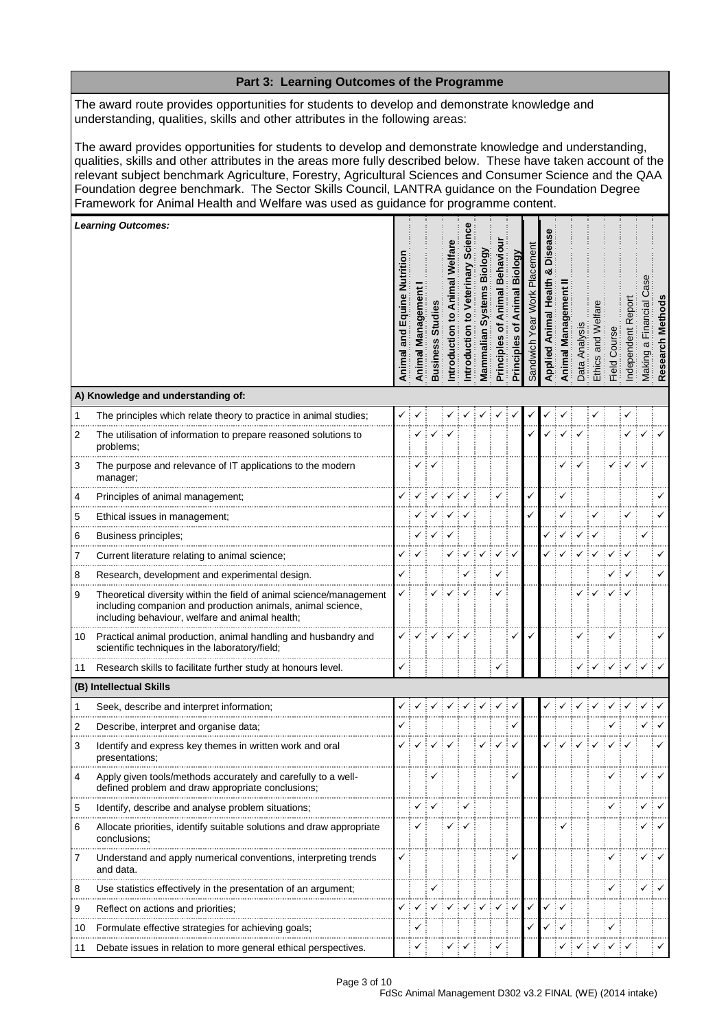## Part 3: Learning Outcomes of the Programme

The award route provides opportunities for students to develop and demonstrate knowledge and understanding, qualities, skills and other attributes in the following areas:

The award provides opportunities for students to develop and demonstrate knowledge and understanding, qualities, skills and other attributes in the areas more fully described below. These have taken account of the relevant subject benchmark Agriculture, Forestry, Agricultural Sciences and Consumer Science and the QAA Foundation degree benchmark. The Sector Skills Council, LANTRA guidance on the Foundation Degree Framework for Animal Health and Welfare was used as guidance for programme content.

| | ***Learning Outcomes:*** | Animal and Equine Nutrition | Animal Management I | Business Studies | Introduction to Animal Welfare | Introduction to Veterinary Science | Mammalian Systems Biology | Principles of Animal Behaviour | Principles of Animal Biology | Sandwich Year Work Placement | Applied Animal Health & Disease | Animal Management II | Data Analysis | Ethics and Welfare | Field Course | Independent Report | Making a Financial Case | Research Methods |
|---|---|---|---|---|---|---|---|---|---|---|---|---|---|---|---|---|---|---|
| | **A) Knowledge and understanding of:** | | | | | | | | | | | | | | | | | |
| 1 | The principles which relate theory to practice in animal studies; | ✓ | ✓ | | ✓ | ✓ | ✓ | ✓ | ✓ | ✓ | ✓ | ✓ | | ✓ | | ✓ | | |
| 2 | The utilisation of information to prepare reasoned solutions to problems; | | ✓ | ✓ | ✓ | | | | | ✓ | ✓ | ✓ | ✓ | | | ✓ | ✓ | ✓ |
| 3 | The purpose and relevance of IT applications to the modern manager; | | ✓ | ✓ | | | | | | | | ✓ | ✓ | | ✓ | ✓ | ✓ | |
| 4 | Principles of animal management; | ✓ | ✓ | ✓ | ✓ | ✓ | | ✓ | | ✓ | | ✓ | | | | | | ✓ |
| 5 | Ethical issues in management; | | ✓ | ✓ | ✓ | ✓ | | | | ✓ | | ✓ | | ✓ | | ✓ | | ✓ |
| 6 | Business principles; | | ✓ | ✓ | ✓ | | | | | | ✓ | ✓ | ✓ | ✓ | | | ✓ | |
| 7 | Current literature relating to animal science; | ✓ | ✓ | | ✓ | ✓ | ✓ | ✓ | ✓ | | ✓ | ✓ | ✓ | ✓ | ✓ | ✓ | | ✓ |
| 8 | Research, development and experimental design. | ✓ | | | | ✓ | | ✓ | | | | | | | ✓ | ✓ | | ✓ |
| 9 | Theoretical diversity within the field of animal science/management including companion and production animals, animal science, including behaviour, welfare and animal health; | ✓ | | ✓ | ✓ | ✓ | | ✓ | | | | | ✓ | ✓ | ✓ | ✓ | | |
| 10 | Practical animal production, animal handling and husbandry and scientific techniques in the laboratory/field; | ✓ | ✓ | ✓ | ✓ | ✓ | | | ✓ | ✓ | | | ✓ | | ✓ | | | ✓ |
| 11 | Research skills to facilitate further study at honours level. | ✓ | | | | | | ✓ | | | | | ✓ | ✓ | ✓ | ✓ | ✓ | ✓ |
| | **(B) Intellectual Skills** | | | | | | | | | | | | | | | | | |
| 1 | Seek, describe and interpret information; | ✓ | ✓ | ✓ | ✓ | ✓ | ✓ | ✓ | ✓ | | ✓ | ✓ | ✓ | ✓ | ✓ | ✓ | ✓ | ✓ |
| 2 | Describe, interpret and organise data; | ✓ | | | | | | | ✓ | | | | | | ✓ | | ✓ | ✓ |
| 3 | Identify and express key themes in written work and oral presentations; | ✓ | ✓ | ✓ | ✓ | | ✓ | ✓ | ✓ | | ✓ | ✓ | ✓ | ✓ | ✓ | ✓ | | ✓ |
| 4 | Apply given tools/methods accurately and carefully to a well-defined problem and draw appropriate conclusions; | | | ✓ | | | | | ✓ | | | | | | ✓ | | ✓ | ✓ |
| 5 | Identify, describe and analyse problem situations; | | ✓ | ✓ | | ✓ | | | | | | | | | ✓ | | ✓ | ✓ |
| 6 | Allocate priorities, identify suitable solutions and draw appropriate conclusions; | | ✓ | | ✓ | ✓ | | | | | | ✓ | | | | | ✓ | ✓ |
| 7 | Understand and apply numerical conventions, interpreting trends and data. | ✓ | | | | | | | ✓ | | | | | | ✓ | | ✓ | ✓ |
| 8 | Use statistics effectively in the presentation of an argument; | | | ✓ | | | | | | | | | | | ✓ | | ✓ | ✓ |
| 9 | Reflect on actions and priorities; | ✓ | ✓ | ✓ | ✓ | ✓ | ✓ | ✓ | ✓ | ✓ | ✓ | ✓ | | | | | | |
| 10 | Formulate effective strategies for achieving goals; | | ✓ | | | | | | | ✓ | ✓ | ✓ | | | ✓ | | | |
| 11 | Debate issues in relation to more general ethical perspectives. | | ✓ | | ✓ | ✓ | | ✓ | | | | ✓ | ✓ | ✓ | ✓ | ✓ | | ✓ |

FdSc Animal Management D302 v3.2 FINAL (WE) (2014 intake)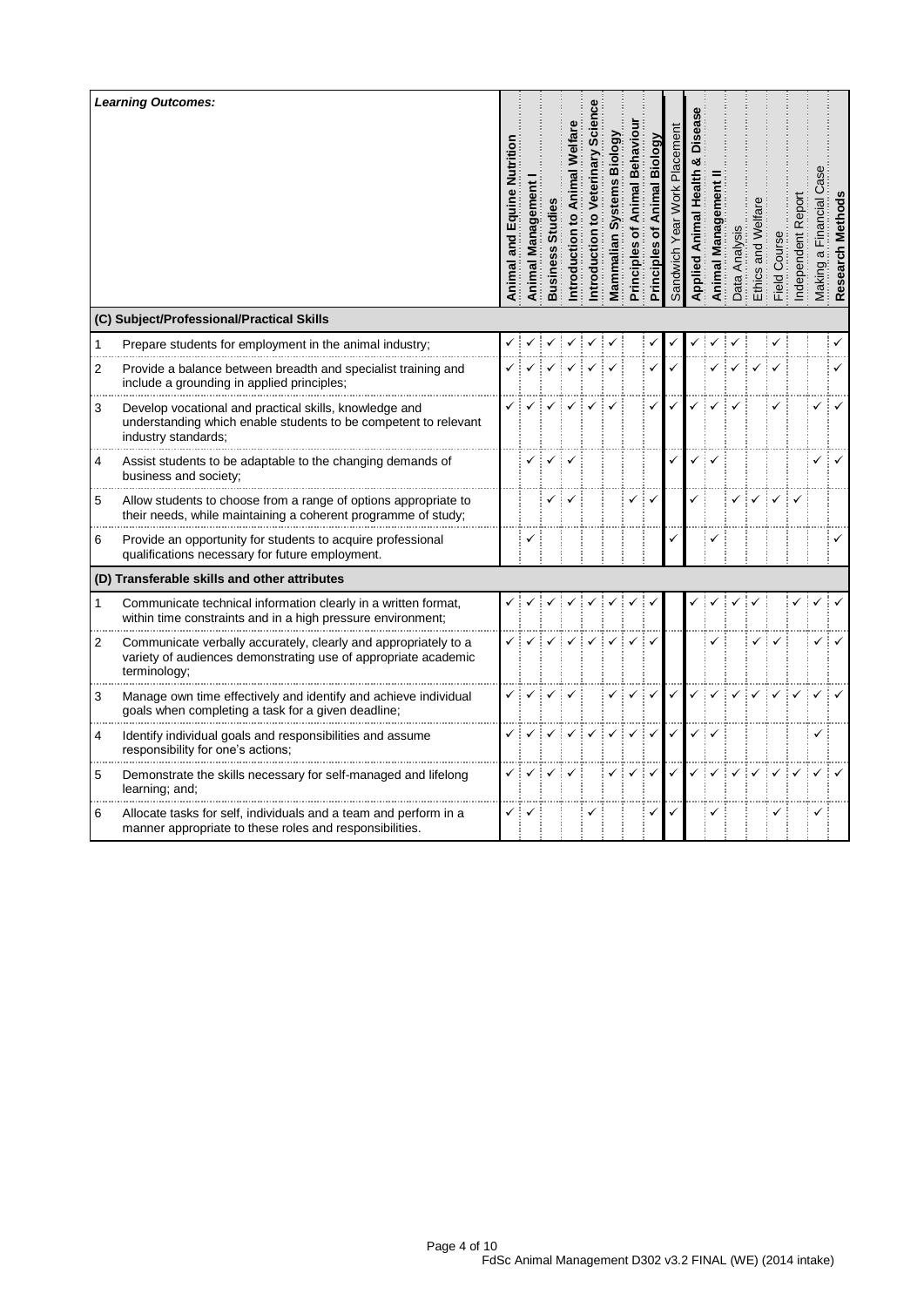| Learning Outcomes: | | Animal and Equine Nutrition | Animal Management I | Business Studies | Introduction to Animal Welfare | Introduction to Veterinary Science | Mammalian Systems Biology | Principles of Animal Behaviour | Principles of Animal Biology | Sandwich Year Work Placement | Applied Animal Health & Disease | Animal Management II | Data Analysis | Ethics and Welfare | Field Course | Independent Report | Making a Financial Case | Research Methods |
|---|---|---|---|---|---|---|---|---|---|---|---|---|---|---|---|---|---|---|
| **(C) Subject/Professional/Practical Skills** | | | | | | | | | | | | | | | | | | |
| 1 | Prepare students for employment in the animal industry; | ✓ | ✓ | ✓ | ✓ | ✓ | ✓ | | ✓ | ✓ | ✓ | ✓ | ✓ | | ✓ | | | ✓ |
| 2 | Provide a balance between breadth and specialist training and include a grounding in applied principles; | ✓ | ✓ | ✓ | ✓ | ✓ | ✓ | | ✓ | ✓ | | ✓ | ✓ | ✓ | ✓ | | | ✓ |
| 3 | Develop vocational and practical skills, knowledge and understanding which enable students to be competent to relevant industry standards; | ✓ | ✓ | ✓ | ✓ | ✓ | ✓ | | ✓ | ✓ | ✓ | ✓ | ✓ | | ✓ | | ✓ | ✓ |
| 4 | Assist students to be adaptable to the changing demands of business and society; | | ✓ | ✓ | ✓ | | | | | ✓ | ✓ | ✓ | | | | | ✓ | ✓ |
| 5 | Allow students to choose from a range of options appropriate to their needs, while maintaining a coherent programme of study; | | | ✓ | ✓ | | | ✓ | ✓ | | ✓ | | ✓ | ✓ | ✓ | ✓ | | |
| 6 | Provide an opportunity for students to acquire professional qualifications necessary for future employment. | | ✓ | | | | | | | ✓ | | ✓ | | | | | | ✓ |
| **(D) Transferable skills and other attributes** | | | | | | | | | | | | | | | | | | |
| 1 | Communicate technical information clearly in a written format, within time constraints and in a high pressure environment; | ✓ | ✓ | ✓ | ✓ | ✓ | ✓ | ✓ | ✓ | | ✓ | ✓ | ✓ | ✓ | | ✓ | ✓ | ✓ |
| 2 | Communicate verbally accurately, clearly and appropriately to a variety of audiences demonstrating use of appropriate academic terminology; | ✓ | ✓ | ✓ | ✓ | ✓ | ✓ | ✓ | ✓ | | | ✓ | | ✓ | ✓ | | ✓ | ✓ |
| 3 | Manage own time effectively and identify and achieve individual goals when completing a task for a given deadline; | ✓ | ✓ | ✓ | ✓ | | ✓ | ✓ | ✓ | ✓ | ✓ | ✓ | ✓ | ✓ | ✓ | ✓ | ✓ | ✓ |
| 4 | Identify individual goals and responsibilities and assume responsibility for one's actions; | ✓ | ✓ | ✓ | ✓ | ✓ | ✓ | ✓ | ✓ | ✓ | ✓ | ✓ | | | | | ✓ | |
| 5 | Demonstrate the skills necessary for self-managed and lifelong learning; and; | ✓ | ✓ | ✓ | ✓ | | ✓ | ✓ | ✓ | ✓ | ✓ | ✓ | ✓ | ✓ | ✓ | ✓ | ✓ | ✓ |
| 6 | Allocate tasks for self, individuals and a team and perform in a manner appropriate to these roles and responsibilities. | ✓ | ✓ | | | ✓ | | | ✓ | ✓ | | ✓ | | | ✓ | | ✓ | |

FdSc Animal Management D302 v3.2 FINAL (WE) (2014 intake)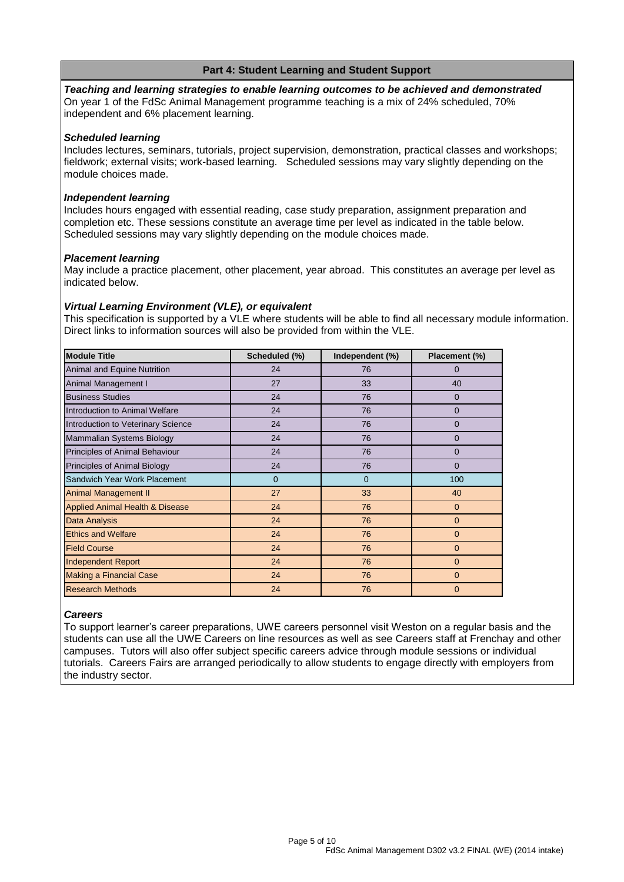## Part 4: Student Learning and Student Support

***Teaching and learning strategies to enable learning outcomes to be achieved and demonstrated***

On year 1 of the FdSc Animal Management programme teaching is a mix of 24% scheduled, 70% independent and 6% placement learning.

***Scheduled learning***

Includes lectures, seminars, tutorials, project supervision, demonstration, practical classes and workshops; fieldwork; external visits; work-based learning. Scheduled sessions may vary slightly depending on the module choices made.

***Independent learning***

Includes hours engaged with essential reading, case study preparation, assignment preparation and completion etc. These sessions constitute an average time per level as indicated in the table below. Scheduled sessions may vary slightly depending on the module choices made.

***Placement learning***

May include a practice placement, other placement, year abroad. This constitutes an average per level as indicated below.

***Virtual Learning Environment (VLE), or equivalent***

This specification is supported by a VLE where students will be able to find all necessary module information. Direct links to information sources will also be provided from within the VLE.

| Module Title | Scheduled (%) | Independent (%) | Placement (%) |
|---|---|---|---|
| Animal and Equine Nutrition | 24 | 76 | 0 |
| Animal Management I | 27 | 33 | 40 |
| Business Studies | 24 | 76 | 0 |
| Introduction to Animal Welfare | 24 | 76 | 0 |
| Introduction to Veterinary Science | 24 | 76 | 0 |
| Mammalian Systems Biology | 24 | 76 | 0 |
| Principles of Animal Behaviour | 24 | 76 | 0 |
| Principles of Animal Biology | 24 | 76 | 0 |
| Sandwich Year Work Placement | 0 | 0 | 100 |
| Animal Management II | 27 | 33 | 40 |
| Applied Animal Health & Disease | 24 | 76 | 0 |
| Data Analysis | 24 | 76 | 0 |
| Ethics and Welfare | 24 | 76 | 0 |
| Field Course | 24 | 76 | 0 |
| Independent Report | 24 | 76 | 0 |
| Making a Financial Case | 24 | 76 | 0 |
| Research Methods | 24 | 76 | 0 |

***Careers***

To support learner's career preparations, UWE careers personnel visit Weston on a regular basis and the students can use all the UWE Careers on line resources as well as see Careers staff at Frenchay and other campuses. Tutors will also offer subject specific careers advice through module sessions or individual tutorials. Careers Fairs are arranged periodically to allow students to engage directly with employers from the industry sector.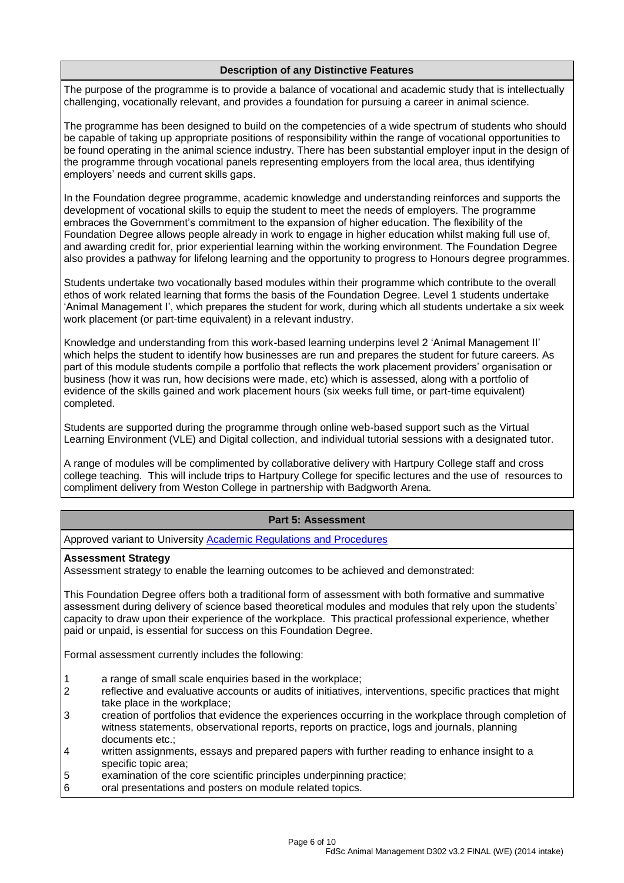## Description of any Distinctive Features

The purpose of the programme is to provide a balance of vocational and academic study that is intellectually challenging, vocationally relevant, and provides a foundation for pursuing a career in animal science.

The programme has been designed to build on the competencies of a wide spectrum of students who should be capable of taking up appropriate positions of responsibility within the range of vocational opportunities to be found operating in the animal science industry. There has been substantial employer input in the design of the programme through vocational panels representing employers from the local area, thus identifying employers' needs and current skills gaps.

In the Foundation degree programme, academic knowledge and understanding reinforces and supports the development of vocational skills to equip the student to meet the needs of employers. The programme embraces the Government's commitment to the expansion of higher education. The flexibility of the Foundation Degree allows people already in work to engage in higher education whilst making full use of, and awarding credit for, prior experiential learning within the working environment. The Foundation Degree also provides a pathway for lifelong learning and the opportunity to progress to Honours degree programmes.

Students undertake two vocationally based modules within their programme which contribute to the overall ethos of work related learning that forms the basis of the Foundation Degree. Level 1 students undertake 'Animal Management I', which prepares the student for work, during which all students undertake a six week work placement (or part-time equivalent) in a relevant industry.

Knowledge and understanding from this work-based learning underpins level 2 'Animal Management II' which helps the student to identify how businesses are run and prepares the student for future careers. As part of this module students compile a portfolio that reflects the work placement providers' organisation or business (how it was run, how decisions were made, etc) which is assessed, along with a portfolio of evidence of the skills gained and work placement hours (six weeks full time, or part-time equivalent) completed.

Students are supported during the programme through online web-based support such as the Virtual Learning Environment (VLE) and Digital collection, and individual tutorial sessions with a designated tutor.

A range of modules will be complimented by collaborative delivery with Hartpury College staff and cross college teaching. This will include trips to Hartpury College for specific lectures and the use of resources to compliment delivery from Weston College in partnership with Badgworth Arena.

## Part 5: Assessment

Approved variant to University Academic Regulations and Procedures

**Assessment Strategy**

Assessment strategy to enable the learning outcomes to be achieved and demonstrated:

This Foundation Degree offers both a traditional form of assessment with both formative and summative assessment during delivery of science based theoretical modules and modules that rely upon the students' capacity to draw upon their experience of the workplace. This practical professional experience, whether paid or unpaid, is essential for success on this Foundation Degree.

Formal assessment currently includes the following:

1. a range of small scale enquiries based in the workplace;
2. reflective and evaluative accounts or audits of initiatives, interventions, specific practices that might take place in the workplace;
3. creation of portfolios that evidence the experiences occurring in the workplace through completion of witness statements, observational reports, reports on practice, logs and journals, planning documents etc.;
4. written assignments, essays and prepared papers with further reading to enhance insight to a specific topic area;
5. examination of the core scientific principles underpinning practice;
6. oral presentations and posters on module related topics.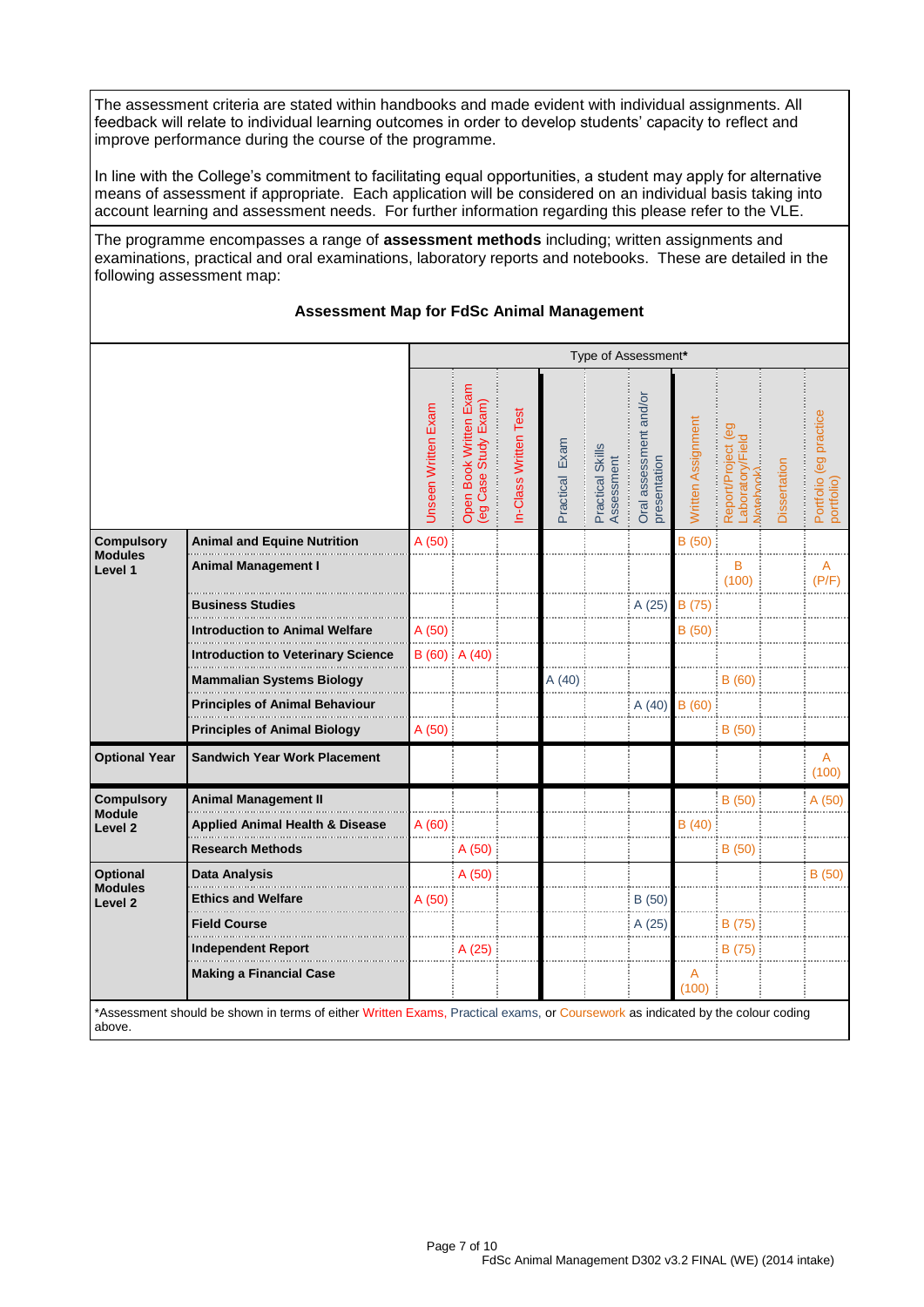The assessment criteria are stated within handbooks and made evident with individual assignments. All feedback will relate to individual learning outcomes in order to develop students' capacity to reflect and improve performance during the course of the programme.

In line with the College's commitment to facilitating equal opportunities, a student may apply for alternative means of assessment if appropriate. Each application will be considered on an individual basis taking into account learning and assessment needs. For further information regarding this please refer to the VLE.

The programme encompasses a range of **assessment methods** including; written assignments and examinations, practical and oral examinations, laboratory reports and notebooks. These are detailed in the following assessment map:

### Assessment Map for FdSc Animal Management

| | | Type of Assessment* | | | | | | | | | |
|---|---|---|---|---|---|---|---|---|---|---|---|
| | | Unseen Written Exam | Open Book Written Exam (eg Case Study Exam) | In-Class Written Test | Practical Exam | Practical Skills Assessment | Oral assessment and/or presentation | Written Assignment | Report/Project (eg Laboratory/Field Notebook) | Dissertation | Portfolio (eg practice portfolio) |
| **Compulsory Modules Level 1** | **Animal and Equine Nutrition** | A (50) | | | | | | B (50) | | | |
| | **Animal Management I** | | | | | | | | B (100) | | A (P/F) |
| | **Business Studies** | | | | | | A (25) | B (75) | | | |
| | **Introduction to Animal Welfare** | A (50) | | | | | | B (50) | | | |
| | **Introduction to Veterinary Science** | B (60) | A (40) | | | | | | | | |
| | **Mammalian Systems Biology** | | | | A (40) | | | | B (60) | | |
| | **Principles of Animal Behaviour** | | | | | | A (40) | B (60) | | | |
| | **Principles of Animal Biology** | A (50) | | | | | | | B (50) | | |
| **Optional Year** | **Sandwich Year Work Placement** | | | | | | | | | | A (100) |
| **Compulsory Module Level 2** | **Animal Management II** | | | | | | | | B (50) | | A (50) |
| | **Applied Animal Health & Disease** | A (60) | | | | | | B (40) | | | |
| | **Research Methods** | | A (50) | | | | | | B (50) | | |
| **Optional Modules Level 2** | **Data Analysis** | | A (50) | | | | | | | | B (50) |
| | **Ethics and Welfare** | A (50) | | | | | B (50) | | | | |
| | **Field Course** | | | | | | A (25) | | B (75) | | |
| | **Independent Report** | | A (25) | | | | | | B (75) | | |
| | **Making a Financial Case** | | | | | | | A (100) | | | |

*Assessment should be shown in terms of either Written Exams, Practical exams, or Coursework as indicated by the colour coding above.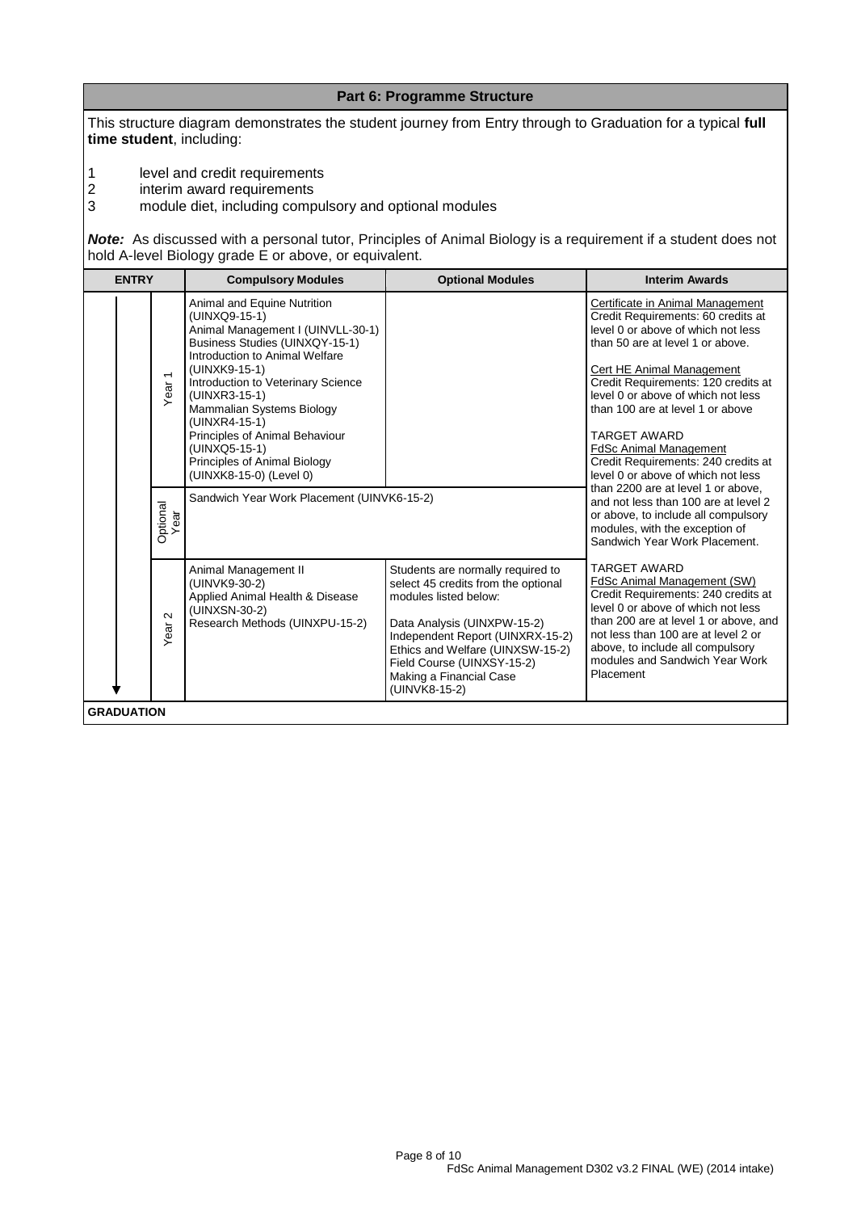## Part 6: Programme Structure

This structure diagram demonstrates the student journey from Entry through to Graduation for a typical **full time student**, including:

1. level and credit requirements
2. interim award requirements
3. module diet, including compulsory and optional modules

***Note:*** As discussed with a personal tutor, Principles of Animal Biology is a requirement if a student does not hold A-level Biology grade E or above, or equivalent.

| ENTRY | | Compulsory Modules | Optional Modules | Interim Awards |
|---|---|---|---|---|
| | Year 1 | Animal and Equine Nutrition (UINXQ9-15-1)<br>Animal Management I (UINVLL-30-1)<br>Business Studies (UINXQY-15-1)<br>Introduction to Animal Welfare (UINXK9-15-1)<br>Introduction to Veterinary Science (UINXR3-15-1)<br>Mammalian Systems Biology (UINXR4-15-1)<br>Principles of Animal Behaviour (UINXQ5-15-1)<br>Principles of Animal Biology (UINXK8-15-0) (Level 0) | | Certificate in Animal Management<br>Credit Requirements: 60 credits at level 0 or above of which not less than 50 are at level 1 or above.<br><br>Cert HE Animal Management<br>Credit Requirements: 120 credits at level 0 or above of which not less than 100 are at level 1 or above<br><br>TARGET AWARD<br>FdSc Animal Management<br>Credit Requirements: 240 credits at level 0 or above of which not less than 2200 are at level 1 or above, and not less than 100 are at level 2 or above, to include all compulsory modules, with the exception of Sandwich Year Work Placement. |
| | Optional Year | Sandwich Year Work Placement (UINVK6-15-2) | | |
| | Year 2 | Animal Management II (UINVK9-30-2)<br>Applied Animal Health & Disease (UINXSN-30-2)<br>Research Methods (UINXPU-15-2) | Students are normally required to select 45 credits from the optional modules listed below:<br><br>Data Analysis (UINXPW-15-2)<br>Independent Report (UINXRX-15-2)<br>Ethics and Welfare (UINXSW-15-2)<br>Field Course (UINXSY-15-2)<br>Making a Financial Case (UINVK8-15-2) | TARGET AWARD<br>FdSc Animal Management (SW)<br>Credit Requirements: 240 credits at level 0 or above of which not less than 200 are at level 1 or above, and not less than 100 are at level 2 or above, to include all compulsory modules and Sandwich Year Work Placement |
| **GRADUATION** | | | | |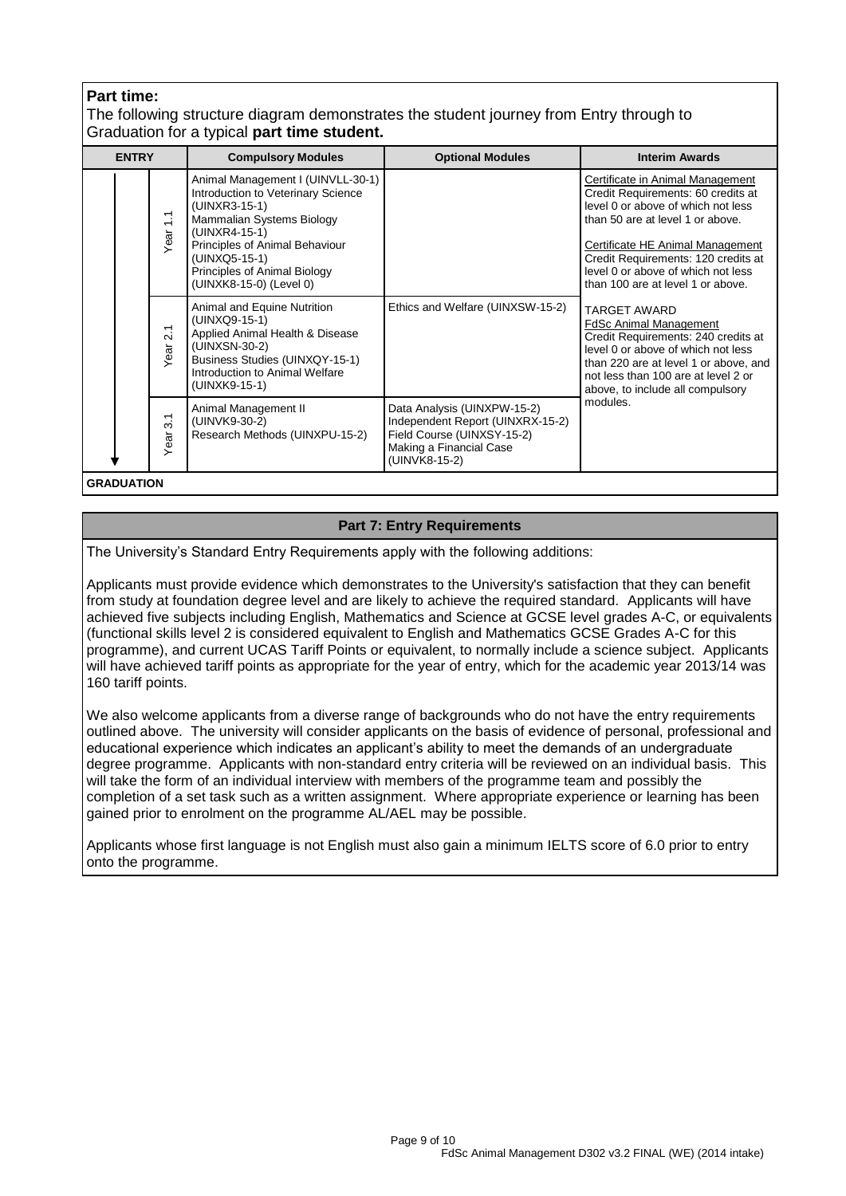**Part time:**

The following structure diagram demonstrates the student journey from Entry through to Graduation for a typical **part time student.**

| ENTRY | | Compulsory Modules | Optional Modules | Interim Awards |
|---|---|---|---|---|
| | Year 1.1 | Animal Management I (UINVLL-30-1)<br>Introduction to Veterinary Science (UINXR3-15-1)<br>Mammalian Systems Biology (UINXR4-15-1)<br>Principles of Animal Behaviour (UINXQ5-15-1)<br>Principles of Animal Biology (UINXK8-15-0) (Level 0) | | Certificate in Animal Management<br>Credit Requirements: 60 credits at level 0 or above of which not less than 50 are at level 1 or above.<br><br>Certificate HE Animal Management<br>Credit Requirements: 120 credits at level 0 or above of which not less than 100 are at level 1 or above. |
| | Year 2.1 | Animal and Equine Nutrition (UINXQ9-15-1)<br>Applied Animal Health & Disease (UINXSN-30-2)<br>Business Studies (UINXQY-15-1)<br>Introduction to Animal Welfare (UINXK9-15-1) | Ethics and Welfare (UINXSW-15-2) | TARGET AWARD<br>FdSc Animal Management<br>Credit Requirements: 240 credits at level 0 or above of which not less than 220 are at level 1 or above, and not less than 100 are at level 2 or above, to include all compulsory modules. |
| | Year 3.1 | Animal Management II (UINVK9-30-2)<br>Research Methods (UINXPU-15-2) | Data Analysis (UINXPW-15-2)<br>Independent Report (UINXRX-15-2)<br>Field Course (UINXSY-15-2)<br>Making a Financial Case (UINVK8-15-2) | |
| GRADUATION | | | | |

## Part 7: Entry Requirements

The University's Standard Entry Requirements apply with the following additions:

Applicants must provide evidence which demonstrates to the University's satisfaction that they can benefit from study at foundation degree level and are likely to achieve the required standard. Applicants will have achieved five subjects including English, Mathematics and Science at GCSE level grades A-C, or equivalents (functional skills level 2 is considered equivalent to English and Mathematics GCSE Grades A-C for this programme), and current UCAS Tariff Points or equivalent, to normally include a science subject. Applicants will have achieved tariff points as appropriate for the year of entry, which for the academic year 2013/14 was 160 tariff points.

We also welcome applicants from a diverse range of backgrounds who do not have the entry requirements outlined above. The university will consider applicants on the basis of evidence of personal, professional and educational experience which indicates an applicant's ability to meet the demands of an undergraduate degree programme. Applicants with non-standard entry criteria will be reviewed on an individual basis. This will take the form of an individual interview with members of the programme team and possibly the completion of a set task such as a written assignment. Where appropriate experience or learning has been gained prior to enrolment on the programme AL/AEL may be possible.

Applicants whose first language is not English must also gain a minimum IELTS score of 6.0 prior to entry onto the programme.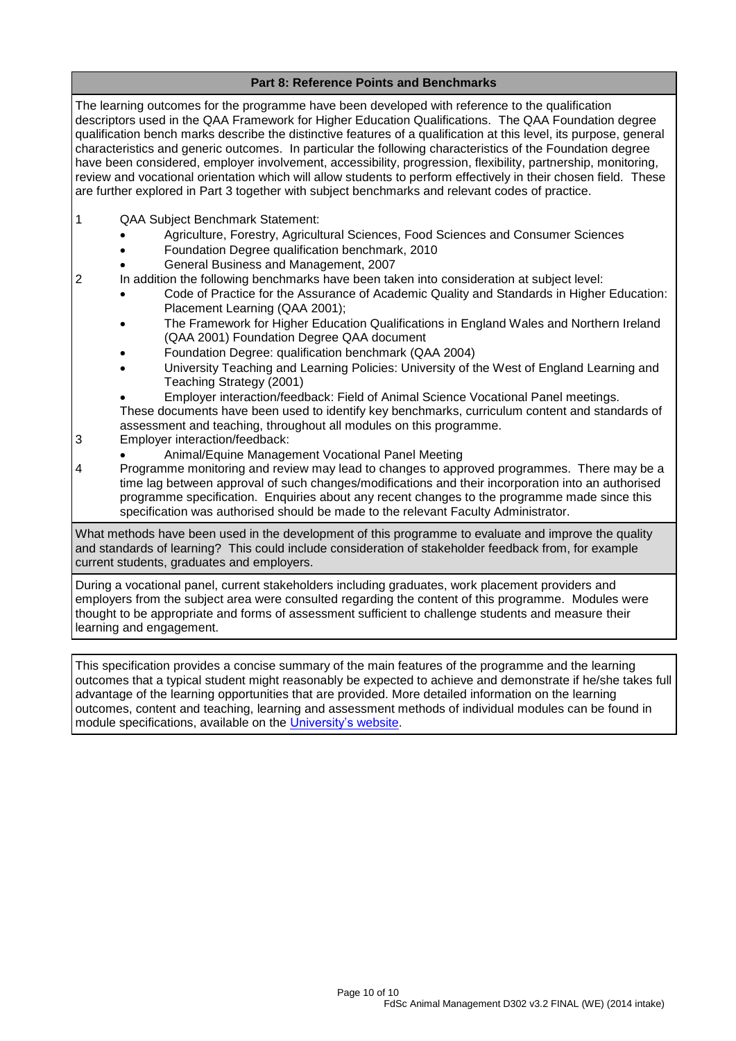## Part 8: Reference Points and Benchmarks

The learning outcomes for the programme have been developed with reference to the qualification descriptors used in the QAA Framework for Higher Education Qualifications. The QAA Foundation degree qualification bench marks describe the distinctive features of a qualification at this level, its purpose, general characteristics and generic outcomes. In particular the following characteristics of the Foundation degree have been considered, employer involvement, accessibility, progression, flexibility, partnership, monitoring, review and vocational orientation which will allow students to perform effectively in their chosen field. These are further explored in Part 3 together with subject benchmarks and relevant codes of practice.

1. QAA Subject Benchmark Statement:
   - Agriculture, Forestry, Agricultural Sciences, Food Sciences and Consumer Sciences
   - Foundation Degree qualification benchmark, 2010
   - General Business and Management, 2007
2. In addition the following benchmarks have been taken into consideration at subject level:
   - Code of Practice for the Assurance of Academic Quality and Standards in Higher Education: Placement Learning (QAA 2001);
   - The Framework for Higher Education Qualifications in England Wales and Northern Ireland (QAA 2001) Foundation Degree QAA document
   - Foundation Degree: qualification benchmark (QAA 2004)
   - University Teaching and Learning Policies: University of the West of England Learning and Teaching Strategy (2001)
   - Employer interaction/feedback: Field of Animal Science Vocational Panel meetings.

   These documents have been used to identify key benchmarks, curriculum content and standards of assessment and teaching, throughout all modules on this programme.
3. Employer interaction/feedback:
   - Animal/Equine Management Vocational Panel Meeting
4. Programme monitoring and review may lead to changes to approved programmes. There may be a time lag between approval of such changes/modifications and their incorporation into an authorised programme specification. Enquiries about any recent changes to the programme made since this specification was authorised should be made to the relevant Faculty Administrator.

**What methods have been used in the development of this programme to evaluate and improve the quality and standards of learning? This could include consideration of stakeholder feedback from, for example current students, graduates and employers.**

During a vocational panel, current stakeholders including graduates, work placement providers and employers from the subject area were consulted regarding the content of this programme. Modules were thought to be appropriate and forms of assessment sufficient to challenge students and measure their learning and engagement.

This specification provides a concise summary of the main features of the programme and the learning outcomes that a typical student might reasonably be expected to achieve and demonstrate if he/she takes full advantage of the learning opportunities that are provided. More detailed information on the learning outcomes, content and teaching, learning and assessment methods of individual modules can be found in module specifications, available on the University's website.

FdSc Animal Management D302 v3.2 FINAL (WE) (2014 intake)